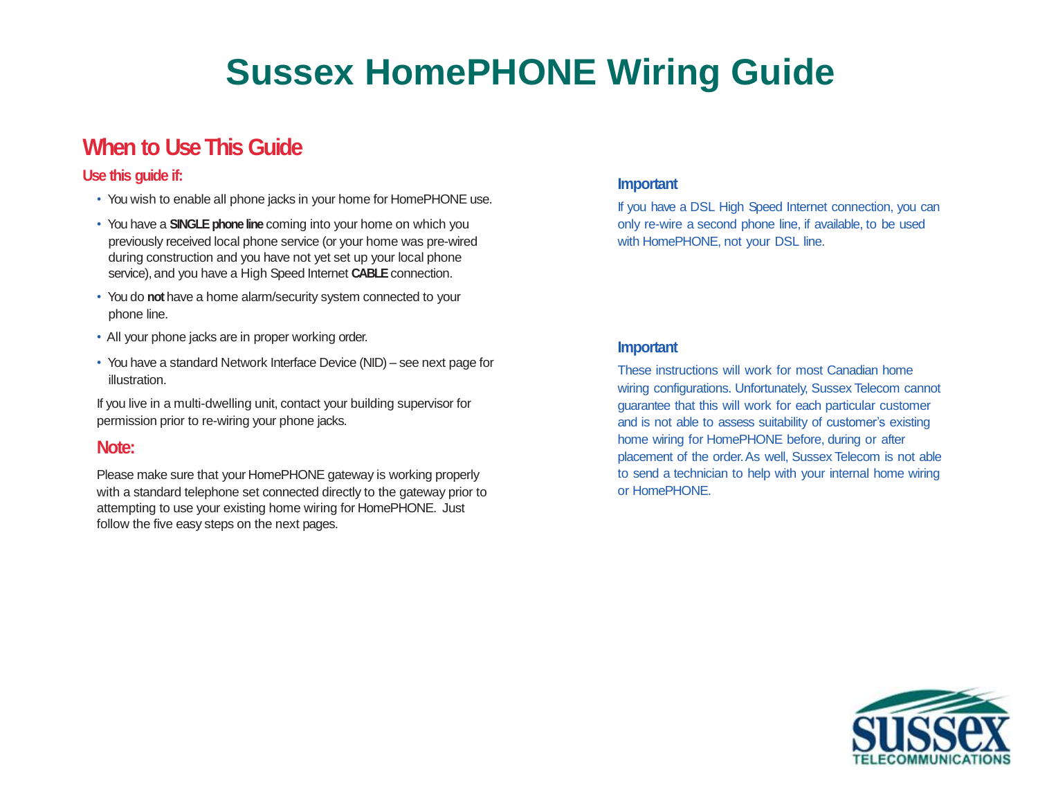# Sussex HomePHONE Wiring Guide

## When to Use This Guide

**Use this guide if:**

- You wish to enable all phone jacks in your home for HomePHONE use.
- You have a **SINGLE phone line** coming into your home on which you previously received local phone service (or your home was pre-wired during construction and you have not yet set up your local phone service), and you have a High Speed Internet **CABLE** connection.
- You do **not** have a home alarm/security system connected to your phone line.
- All your phone jacks are in proper working order.
- You have a standard Network Interface Device (NID) – see next page for illustration.

If you live in a multi-dwelling unit, contact your building supervisor for permission prior to re-wiring your phone jacks.

### Note:

Please make sure that your HomePHONE gateway is working properly with a standard telephone set connected directly to the gateway prior to attempting to use your existing home wiring for HomePHONE. Just follow the five easy steps on the next pages.

**Important**

If you have a DSL High Speed Internet connection, you can only re-wire a second phone line, if available, to be used with HomePHONE, not your DSL line.

**Important**

These instructions will work for most Canadian home wiring configurations. Unfortunately, Sussex Telecom cannot guarantee that this will work for each particular customer and is not able to assess suitability of customer's existing home wiring for HomePHONE before, during or after placement of the order. As well, Sussex Telecom is not able to send a technician to help with your internal home wiring or HomePHONE.

Sussex TELECOMMUNICATIONS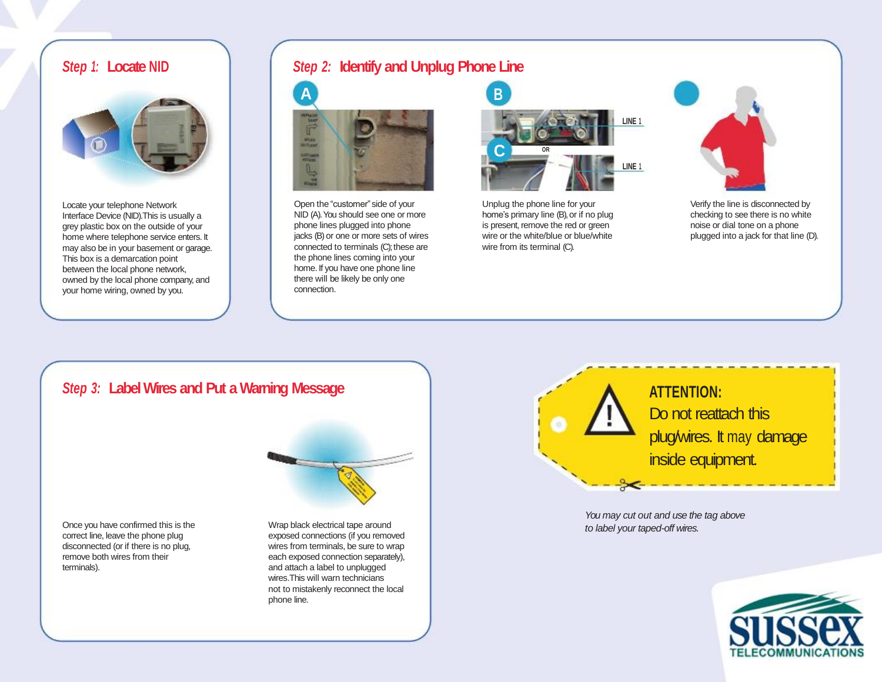## Step 1: Locate NID

Locate your telephone Network Interface Device (NID).This is usually a grey plastic box on the outside of your home where telephone service enters. It may also be in your basement or garage. This box is a demarcation point between the local phone network, owned by the local phone company, and your home wiring, owned by you.

## Step 2: Identify and Unplug Phone Line

Open the "customer" side of your NID (A). You should see one or more phone lines plugged into phone jacks (B) or one or more sets of wires connected to terminals (C); these are the phone lines coming into your home. If you have one phone line there will be likely be only one connection.

Unplug the phone line for your home's primary line (B), or if no plug is present, remove the red or green wire or the white/blue or blue/white wire from its terminal (C).

Verify the line is disconnected by checking to see there is no white noise or dial tone on a phone plugged into a jack for that line (D).

## Step 3: Label Wires and Put a Warning Message

Once you have confirmed this is the correct line, leave the phone plug disconnected (or if there is no plug, remove both wires from their terminals).

Wrap black electrical tape around exposed connections (if you removed wires from terminals, be sure to wrap each exposed connection separately), and attach a label to unplugged wires.This will warn technicians not to mistakenly reconnect the local phone line.

**ATTENTION:**
Do not reattach this plug/wires. It may damage inside equipment.

*You may cut out and use the tag above to label your taped-off wires.*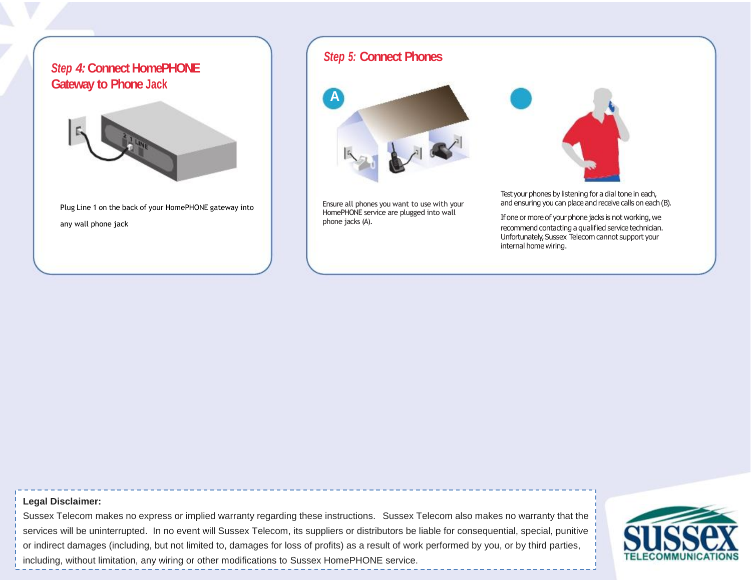## *Step 4:* Connect HomePHONE Gateway to Phone Jack

Plug Line 1 on the back of your HomePHONE gateway into any wall phone jack

## *Step 5:* Connect Phones

Ensure all phones you want to use with your HomePHONE service are plugged into wall phone jacks (A).

Test your phones by listening for a dial tone in each, and ensuring you can place and receive calls on each (B).

If one or more of your phone jacks is not working, we recommend contacting a qualified service technician. Unfortunately, Sussex Telecom cannot support your internal home wiring.

**Legal Disclaimer:**

Sussex Telecom makes no express or implied warranty regarding these instructions. Sussex Telecom also makes no warranty that the services will be uninterrupted. In no event will Sussex Telecom, its suppliers or distributors be liable for consequential, special, punitive or indirect damages (including, but not limited to, damages for loss of profits) as a result of work performed by you, or by third parties, including, without limitation, any wiring or other modifications to Sussex HomePHONE service.

SUSSEX TELECOMMUNICATIONS